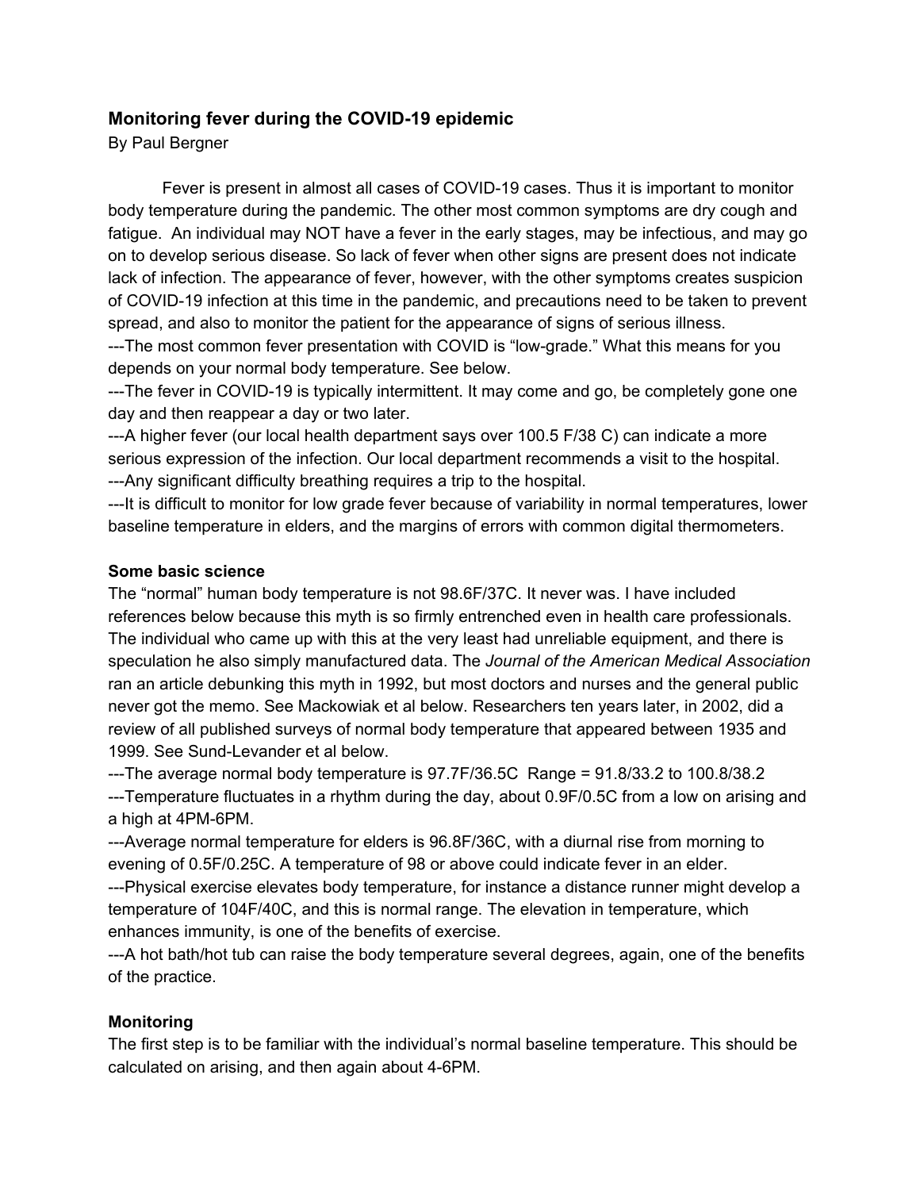## Monitoring fever during the COVID-19 epidemic

By Paul Bergner

Fever is present in almost all cases of COVID-19 cases. Thus it is important to monitor body temperature during the pandemic. The other most common symptoms are dry cough and fatigue. An individual may NOT have a fever in the early stages, may be infectious, and may go on to develop serious disease. So lack of fever when other signs are present does not indicate lack of infection. The appearance of fever, however, with the other symptoms creates suspicion of COVID-19 infection at this time in the pandemic, and precautions need to be taken to prevent spread, and also to monitor the patient for the appearance of signs of serious illness.

---The most common fever presentation with COVID is "low-grade." What this means for you depends on your normal body temperature. See below.

---The fever in COVID-19 is typically intermittent. It may come and go, be completely gone one day and then reappear a day or two later.

---A higher fever (our local health department says over 100.5 F/38 C) can indicate a more serious expression of the infection. Our local department recommends a visit to the hospital.

---Any significant difficulty breathing requires a trip to the hospital.

---It is difficult to monitor for low grade fever because of variability in normal temperatures, lower baseline temperature in elders, and the margins of errors with common digital thermometers.

**Some basic science**

The "normal" human body temperature is not 98.6F/37C. It never was. I have included references below because this myth is so firmly entrenched even in health care professionals. The individual who came up with this at the very least had unreliable equipment, and there is speculation he also simply manufactured data. The *Journal of the American Medical Association* ran an article debunking this myth in 1992, but most doctors and nurses and the general public never got the memo. See Mackowiak et al below. Researchers ten years later, in 2002, did a review of all published surveys of normal body temperature that appeared between 1935 and 1999. See Sund-Levander et al below.

---The average normal body temperature is 97.7F/36.5C Range = 91.8/33.2 to 100.8/38.2

---Temperature fluctuates in a rhythm during the day, about 0.9F/0.5C from a low on arising and a high at 4PM-6PM.

---Average normal temperature for elders is 96.8F/36C, with a diurnal rise from morning to evening of 0.5F/0.25C. A temperature of 98 or above could indicate fever in an elder.

---Physical exercise elevates body temperature, for instance a distance runner might develop a temperature of 104F/40C, and this is normal range. The elevation in temperature, which enhances immunity, is one of the benefits of exercise.

---A hot bath/hot tub can raise the body temperature several degrees, again, one of the benefits of the practice.

**Monitoring**

The first step is to be familiar with the individual's normal baseline temperature. This should be calculated on arising, and then again about 4-6PM.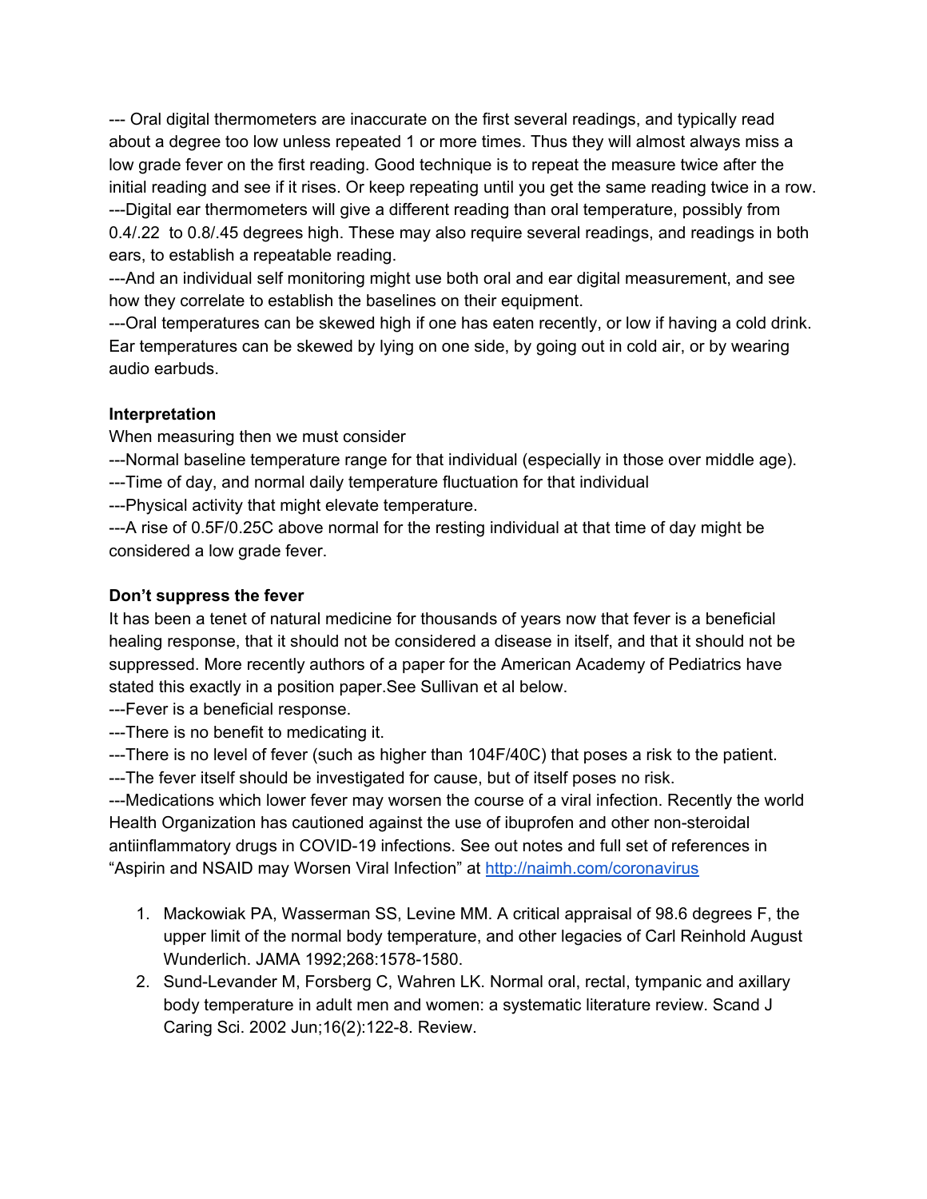--- Oral digital thermometers are inaccurate on the first several readings, and typically read about a degree too low unless repeated 1 or more times. Thus they will almost always miss a low grade fever on the first reading. Good technique is to repeat the measure twice after the initial reading and see if it rises. Or keep repeating until you get the same reading twice in a row.
---Digital ear thermometers will give a different reading than oral temperature, possibly from 0.4/.22  to 0.8/.45 degrees high. These may also require several readings, and readings in both ears, to establish a repeatable reading.
---And an individual self monitoring might use both oral and ear digital measurement, and see how they correlate to establish the baselines on their equipment.
---Oral temperatures can be skewed high if one has eaten recently, or low if having a cold drink. Ear temperatures can be skewed by lying on one side, by going out in cold air, or by wearing audio earbuds.

**Interpretation**

When measuring then we must consider
---Normal baseline temperature range for that individual (especially in those over middle age).
---Time of day, and normal daily temperature fluctuation for that individual
---Physical activity that might elevate temperature.
---A rise of 0.5F/0.25C above normal for the resting individual at that time of day might be considered a low grade fever.

**Don't suppress the fever**

It has been a tenet of natural medicine for thousands of years now that fever is a beneficial healing response, that it should not be considered a disease in itself, and that it should not be suppressed. More recently authors of a paper for the American Academy of Pediatrics have stated this exactly in a position paper.See Sullivan et al below.
---Fever is a beneficial response.
---There is no benefit to medicating it.
---There is no level of fever (such as higher than 104F/40C) that poses a risk to the patient.
---The fever itself should be investigated for cause, but of itself poses no risk.
---Medications which lower fever may worsen the course of a viral infection. Recently the world Health Organization has cautioned against the use of ibuprofen and other non-steroidal antiinflammatory drugs in COVID-19 infections. See out notes and full set of references in "Aspirin and NSAID may Worsen Viral Infection" at [http://naimh.com/coronavirus](http://naimh.com/coronavirus)

1. Mackowiak PA, Wasserman SS, Levine MM. A critical appraisal of 98.6 degrees F, the upper limit of the normal body temperature, and other legacies of Carl Reinhold August Wunderlich. JAMA 1992;268:1578-1580.
2. Sund-Levander M, Forsberg C, Wahren LK. Normal oral, rectal, tympanic and axillary body temperature in adult men and women: a systematic literature review. Scand J Caring Sci. 2002 Jun;16(2):122-8. Review.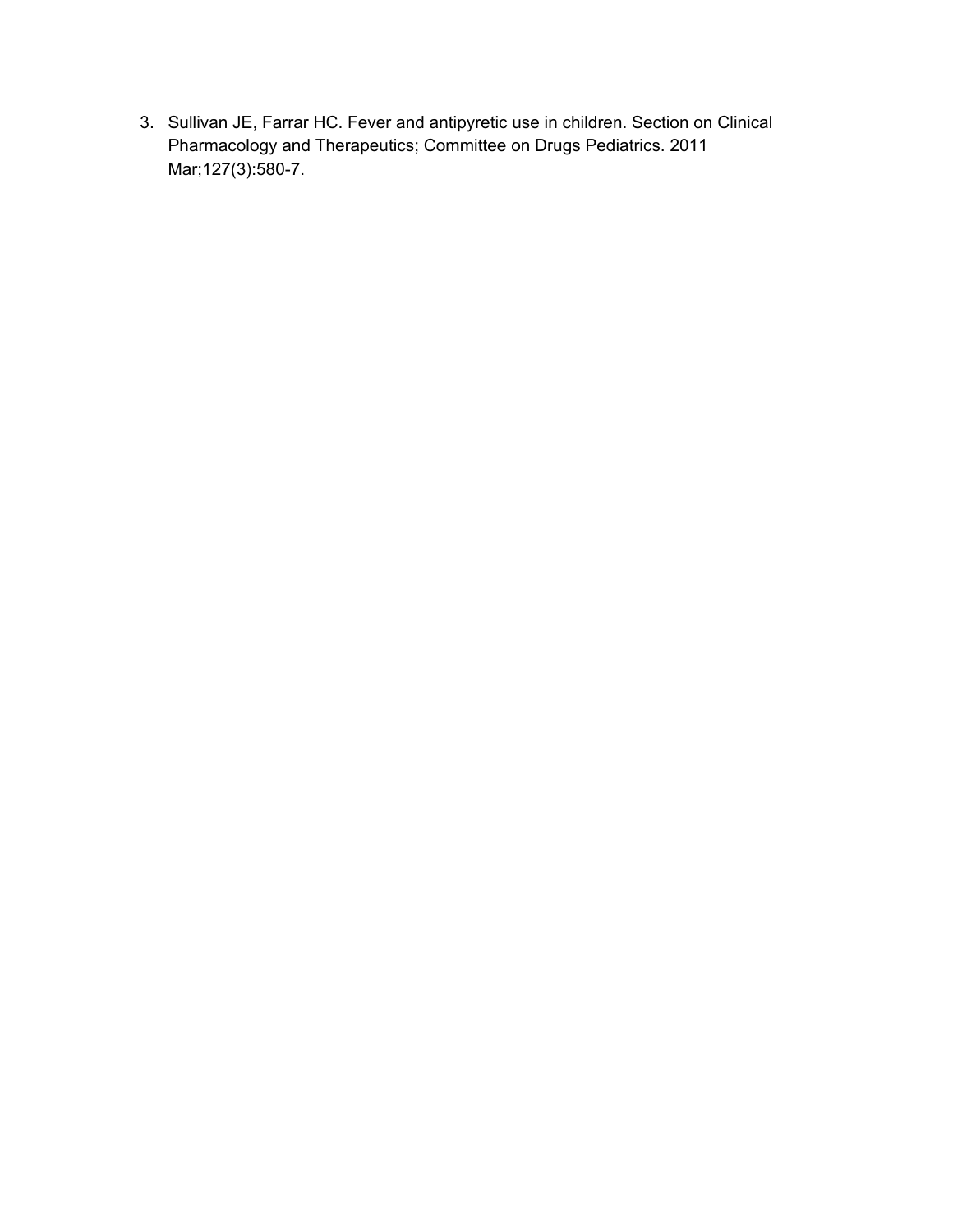3. Sullivan JE, Farrar HC. Fever and antipyretic use in children. Section on Clinical Pharmacology and Therapeutics; Committee on Drugs Pediatrics. 2011 Mar;127(3):580-7.